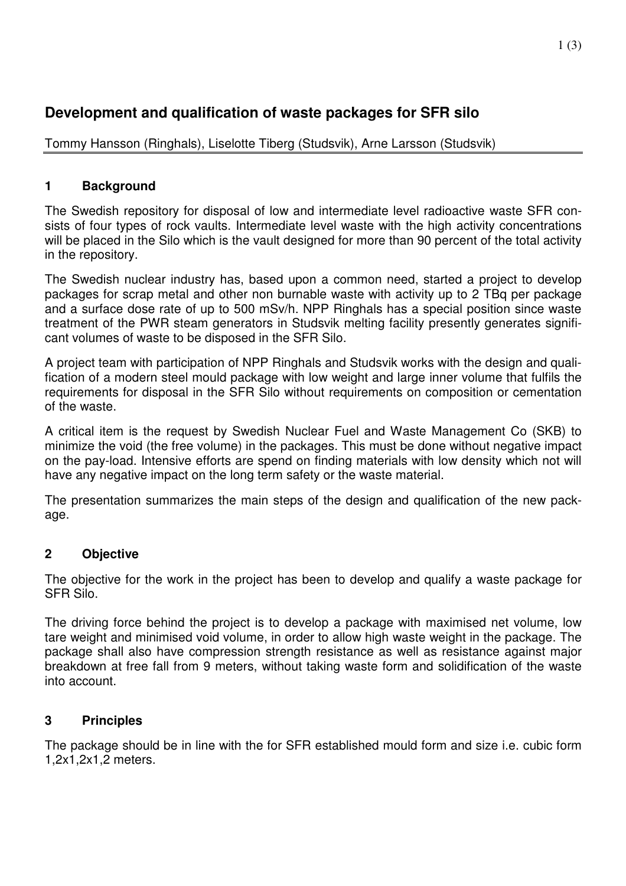# Development and qualification of waste packages for SFR silo

Tommy Hansson (Ringhals), Liselotte Tiberg (Studsvik), Arne Larsson (Studsvik)

## 1 Background

The Swedish repository for disposal of low and intermediate level radioactive waste SFR consists of four types of rock vaults. Intermediate level waste with the high activity concentrations will be placed in the Silo which is the vault designed for more than 90 percent of the total activity in the repository.

The Swedish nuclear industry has, based upon a common need, started a project to develop packages for scrap metal and other non burnable waste with activity up to 2 TBq per package and a surface dose rate of up to 500 mSv/h. NPP Ringhals has a special position since waste treatment of the PWR steam generators in Studsvik melting facility presently generates significant volumes of waste to be disposed in the SFR Silo.

A project team with participation of NPP Ringhals and Studsvik works with the design and qualification of a modern steel mould package with low weight and large inner volume that fulfils the requirements for disposal in the SFR Silo without requirements on composition or cementation of the waste.

A critical item is the request by Swedish Nuclear Fuel and Waste Management Co (SKB) to minimize the void (the free volume) in the packages. This must be done without negative impact on the pay-load. Intensive efforts are spend on finding materials with low density which not will have any negative impact on the long term safety or the waste material.

The presentation summarizes the main steps of the design and qualification of the new package.

## 2 Objective

The objective for the work in the project has been to develop and qualify a waste package for SFR Silo.

The driving force behind the project is to develop a package with maximised net volume, low tare weight and minimised void volume, in order to allow high waste weight in the package. The package shall also have compression strength resistance as well as resistance against major breakdown at free fall from 9 meters, without taking waste form and solidification of the waste into account.

## 3 Principles

The package should be in line with the for SFR established mould form and size i.e. cubic form 1,2x1,2x1,2 meters.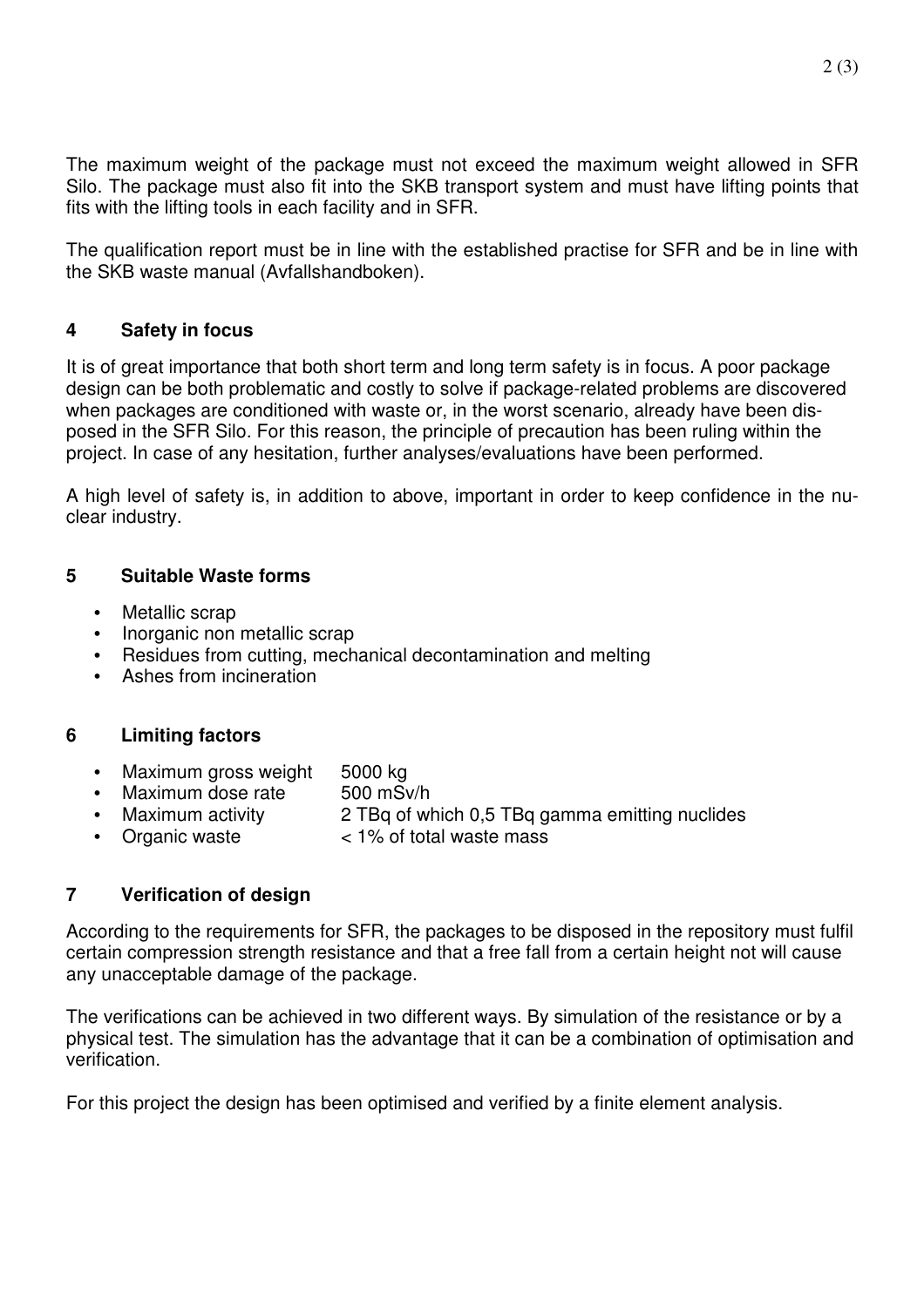The maximum weight of the package must not exceed the maximum weight allowed in SFR Silo. The package must also fit into the SKB transport system and must have lifting points that fits with the lifting tools in each facility and in SFR.

The qualification report must be in line with the established practise for SFR and be in line with the SKB waste manual (Avfallshandboken).

## 4 Safety in focus

It is of great importance that both short term and long term safety is in focus. A poor package design can be both problematic and costly to solve if package-related problems are discovered when packages are conditioned with waste or, in the worst scenario, already have been disposed in the SFR Silo. For this reason, the principle of precaution has been ruling within the project. In case of any hesitation, further analyses/evaluations have been performed.

A high level of safety is, in addition to above, important in order to keep confidence in the nuclear industry.

## 5 Suitable Waste forms

- Metallic scrap
- Inorganic non metallic scrap
- Residues from cutting, mechanical decontamination and melting
- Ashes from incineration

## 6 Limiting factors

- Maximum gross weight 5000 kg
- Maximum dose rate 500 mSv/h
- Maximum activity 2 TBq of which 0,5 TBq gamma emitting nuclides
- Organic waste < 1% of total waste mass

## 7 Verification of design

According to the requirements for SFR, the packages to be disposed in the repository must fulfil certain compression strength resistance and that a free fall from a certain height not will cause any unacceptable damage of the package.

The verifications can be achieved in two different ways. By simulation of the resistance or by a physical test. The simulation has the advantage that it can be a combination of optimisation and verification.

For this project the design has been optimised and verified by a finite element analysis.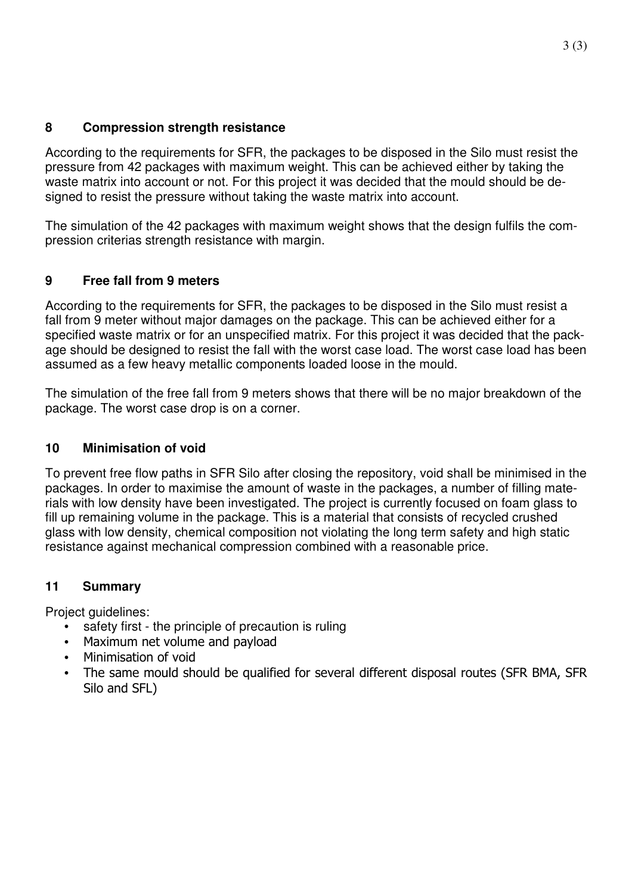## 8 Compression strength resistance

According to the requirements for SFR, the packages to be disposed in the Silo must resist the pressure from 42 packages with maximum weight. This can be achieved either by taking the waste matrix into account or not. For this project it was decided that the mould should be designed to resist the pressure without taking the waste matrix into account.

The simulation of the 42 packages with maximum weight shows that the design fulfils the compression criterias strength resistance with margin.

## 9 Free fall from 9 meters

According to the requirements for SFR, the packages to be disposed in the Silo must resist a fall from 9 meter without major damages on the package. This can be achieved either for a specified waste matrix or for an unspecified matrix. For this project it was decided that the package should be designed to resist the fall with the worst case load. The worst case load has been assumed as a few heavy metallic components loaded loose in the mould.

The simulation of the free fall from 9 meters shows that there will be no major breakdown of the package. The worst case drop is on a corner.

## 10 Minimisation of void

To prevent free flow paths in SFR Silo after closing the repository, void shall be minimised in the packages. In order to maximise the amount of waste in the packages, a number of filling materials with low density have been investigated. The project is currently focused on foam glass to fill up remaining volume in the package. This is a material that consists of recycled crushed glass with low density, chemical composition not violating the long term safety and high static resistance against mechanical compression combined with a reasonable price.

## 11 Summary

Project guidelines:

- safety first - the principle of precaution is ruling
- Maximum net volume and payload
- Minimisation of void
- The same mould should be qualified for several different disposal routes (SFR BMA, SFR Silo and SFL)